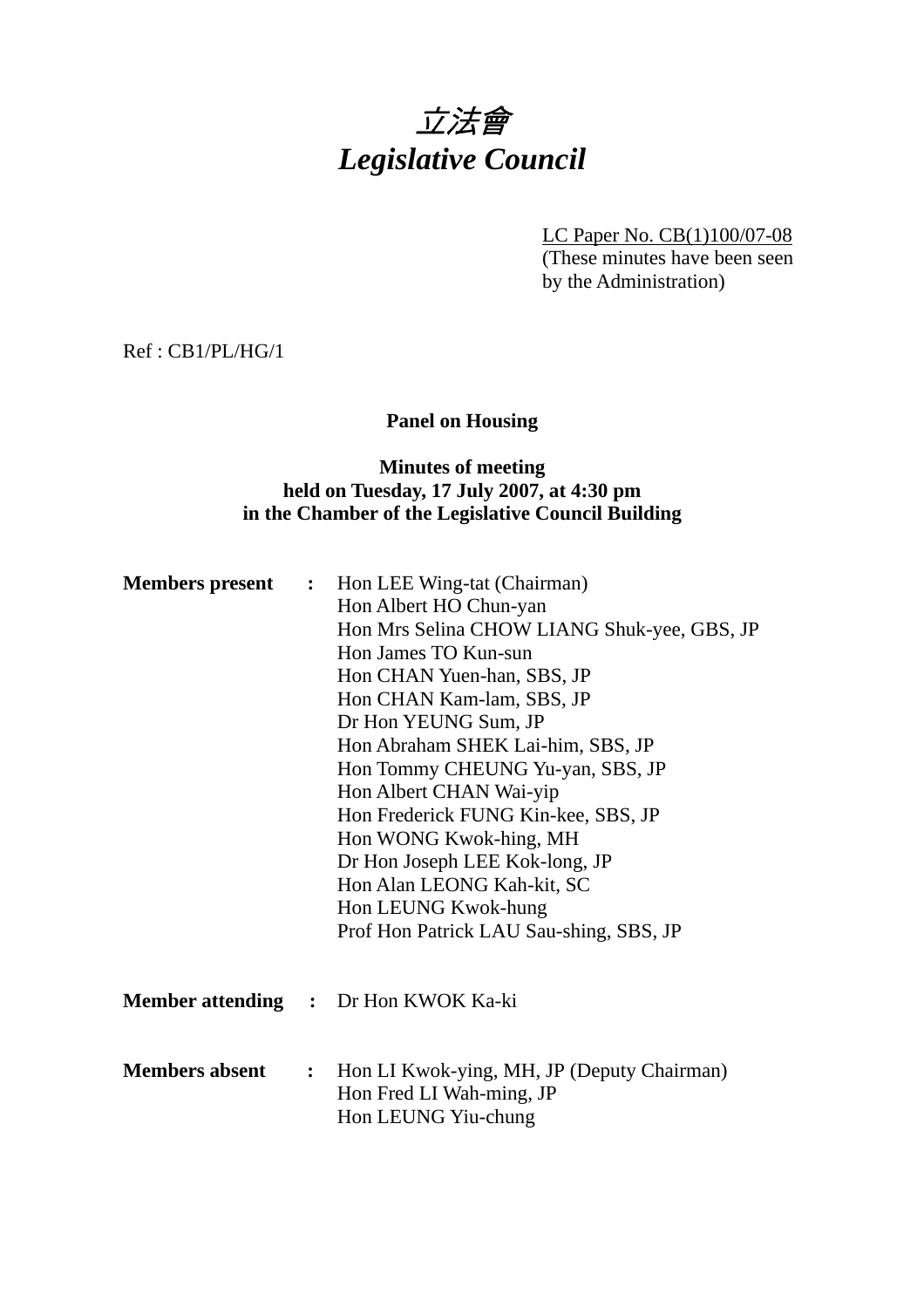# *立法會*
# *Legislative Council*

LC Paper No. CB(1)100/07-08
(These minutes have been seen by the Administration)

Ref : CB1/PL/HG/1

**Panel on Housing**

**Minutes of meeting held on Tuesday, 17 July 2007, at 4:30 pm in the Chamber of the Legislative Council Building**

**Members present** : Hon LEE Wing-tat (Chairman)
Hon Albert HO Chun-yan
Hon Mrs Selina CHOW LIANG Shuk-yee, GBS, JP
Hon James TO Kun-sun
Hon CHAN Yuen-han, SBS, JP
Hon CHAN Kam-lam, SBS, JP
Dr Hon YEUNG Sum, JP
Hon Abraham SHEK Lai-him, SBS, JP
Hon Tommy CHEUNG Yu-yan, SBS, JP
Hon Albert CHAN Wai-yip
Hon Frederick FUNG Kin-kee, SBS, JP
Hon WONG Kwok-hing, MH
Dr Hon Joseph LEE Kok-long, JP
Hon Alan LEONG Kah-kit, SC
Hon LEUNG Kwok-hung
Prof Hon Patrick LAU Sau-shing, SBS, JP

**Member attending** : Dr Hon KWOK Ka-ki

**Members absent** : Hon LI Kwok-ying, MH, JP (Deputy Chairman)
Hon Fred LI Wah-ming, JP
Hon LEUNG Yiu-chung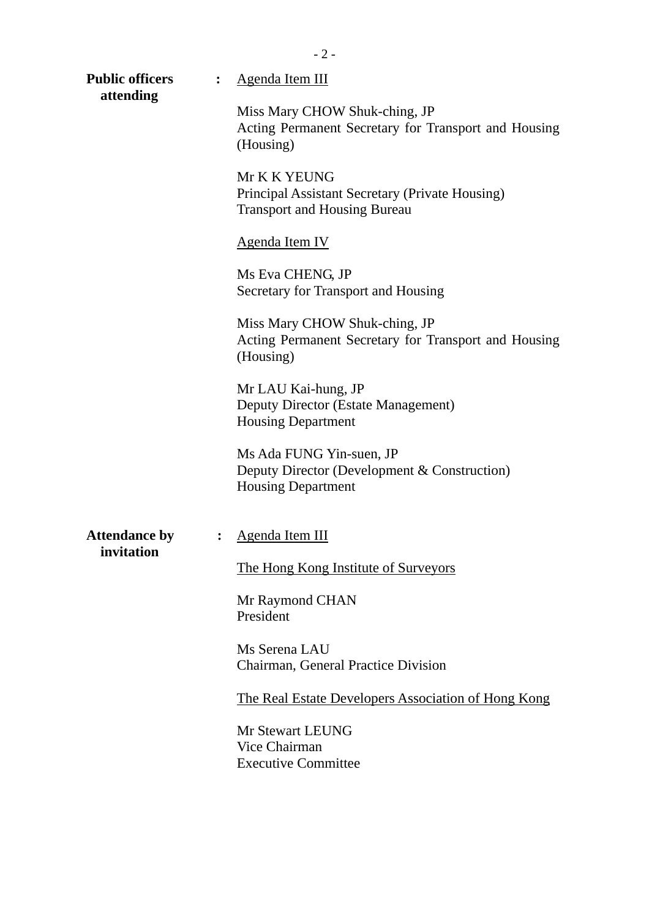**Public officers attending** : Agenda Item III

Miss Mary CHOW Shuk-ching, JP
Acting Permanent Secretary for Transport and Housing (Housing)

Mr K K YEUNG
Principal Assistant Secretary (Private Housing)
Transport and Housing Bureau

Agenda Item IV

Ms Eva CHENG, JP
Secretary for Transport and Housing

Miss Mary CHOW Shuk-ching, JP
Acting Permanent Secretary for Transport and Housing (Housing)

Mr LAU Kai-hung, JP
Deputy Director (Estate Management)
Housing Department

Ms Ada FUNG Yin-suen, JP
Deputy Director (Development & Construction)
Housing Department

**Attendance by invitation** : Agenda Item III

The Hong Kong Institute of Surveyors

Mr Raymond CHAN
President

Ms Serena LAU
Chairman, General Practice Division

The Real Estate Developers Association of Hong Kong

Mr Stewart LEUNG
Vice Chairman
Executive Committee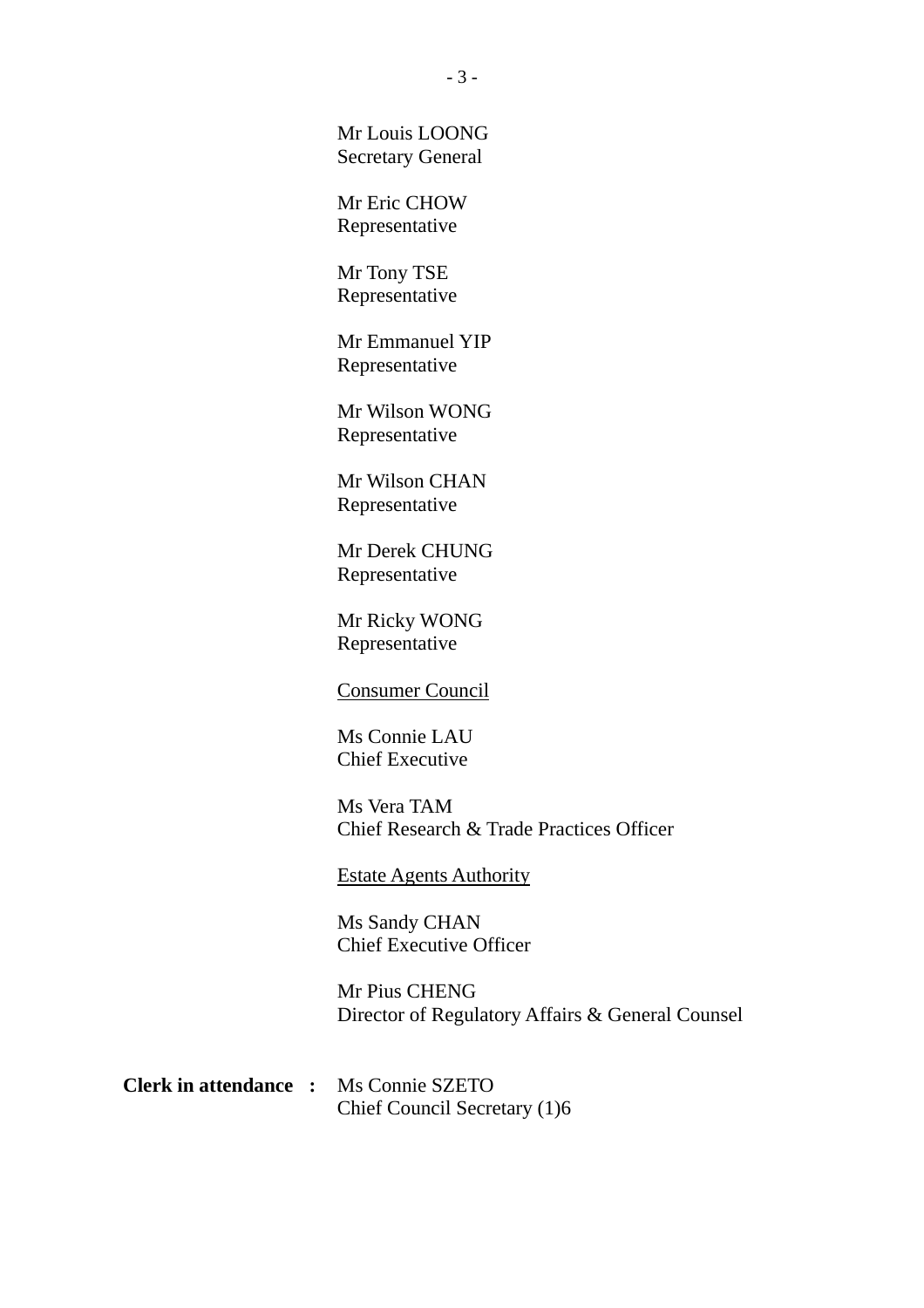Mr Louis LOONG
Secretary General

Mr Eric CHOW
Representative

Mr Tony TSE
Representative

Mr Emmanuel YIP
Representative

Mr Wilson WONG
Representative

Mr Wilson CHAN
Representative

Mr Derek CHUNG
Representative

Mr Ricky WONG
Representative

<u>Consumer Council</u>

Ms Connie LAU
Chief Executive

Ms Vera TAM
Chief Research & Trade Practices Officer

<u>Estate Agents Authority</u>

Ms Sandy CHAN
Chief Executive Officer

Mr Pius CHENG
Director of Regulatory Affairs & General Counsel

**Clerk in attendance :** Ms Connie SZETO
Chief Council Secretary (1)6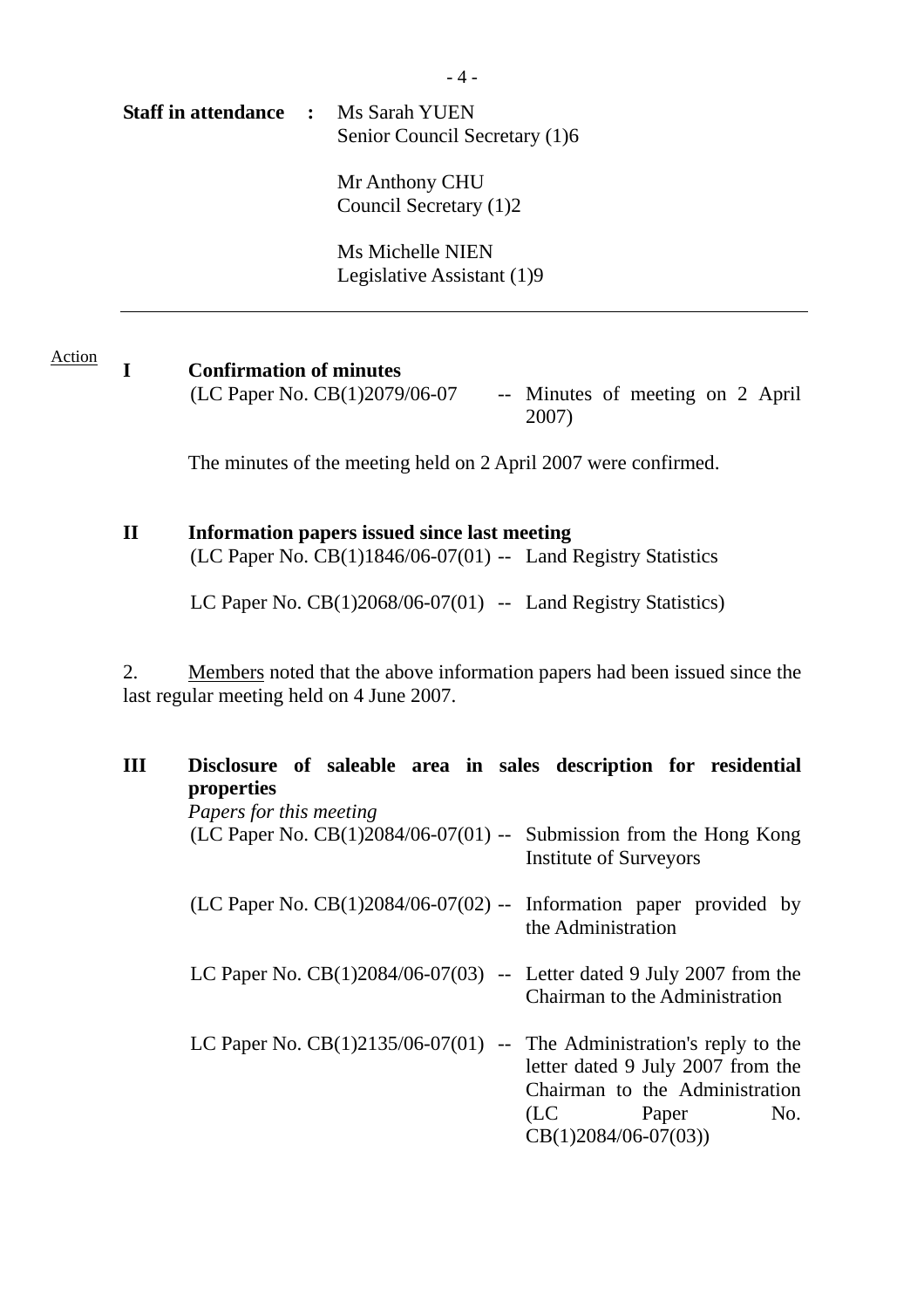**Staff in attendance** : Ms Sarah YUEN
Senior Council Secretary (1)6

Mr Anthony CHU
Council Secretary (1)2

Ms Michelle NIEN
Legislative Assistant (1)9

---

Action

## I Confirmation of minutes

(LC Paper No. CB(1)2079/06-07 -- Minutes of meeting on 2 April 2007)

The minutes of the meeting held on 2 April 2007 were confirmed.

## II Information papers issued since last meeting

(LC Paper No. CB(1)1846/06-07(01) -- Land Registry Statistics

LC Paper No. CB(1)2068/06-07(01) -- Land Registry Statistics)

2. Members noted that the above information papers had been issued since the last regular meeting held on 4 June 2007.

## III Disclosure of saleable area in sales description for residential properties

*Papers for this meeting*

(LC Paper No. CB(1)2084/06-07(01) -- Submission from the Hong Kong Institute of Surveyors

(LC Paper No. CB(1)2084/06-07(02) -- Information paper provided by the Administration

LC Paper No. CB(1)2084/06-07(03) -- Letter dated 9 July 2007 from the Chairman to the Administration

LC Paper No. CB(1)2135/06-07(01) -- The Administration's reply to the letter dated 9 July 2007 from the Chairman to the Administration (LC Paper No. CB(1)2084/06-07(03))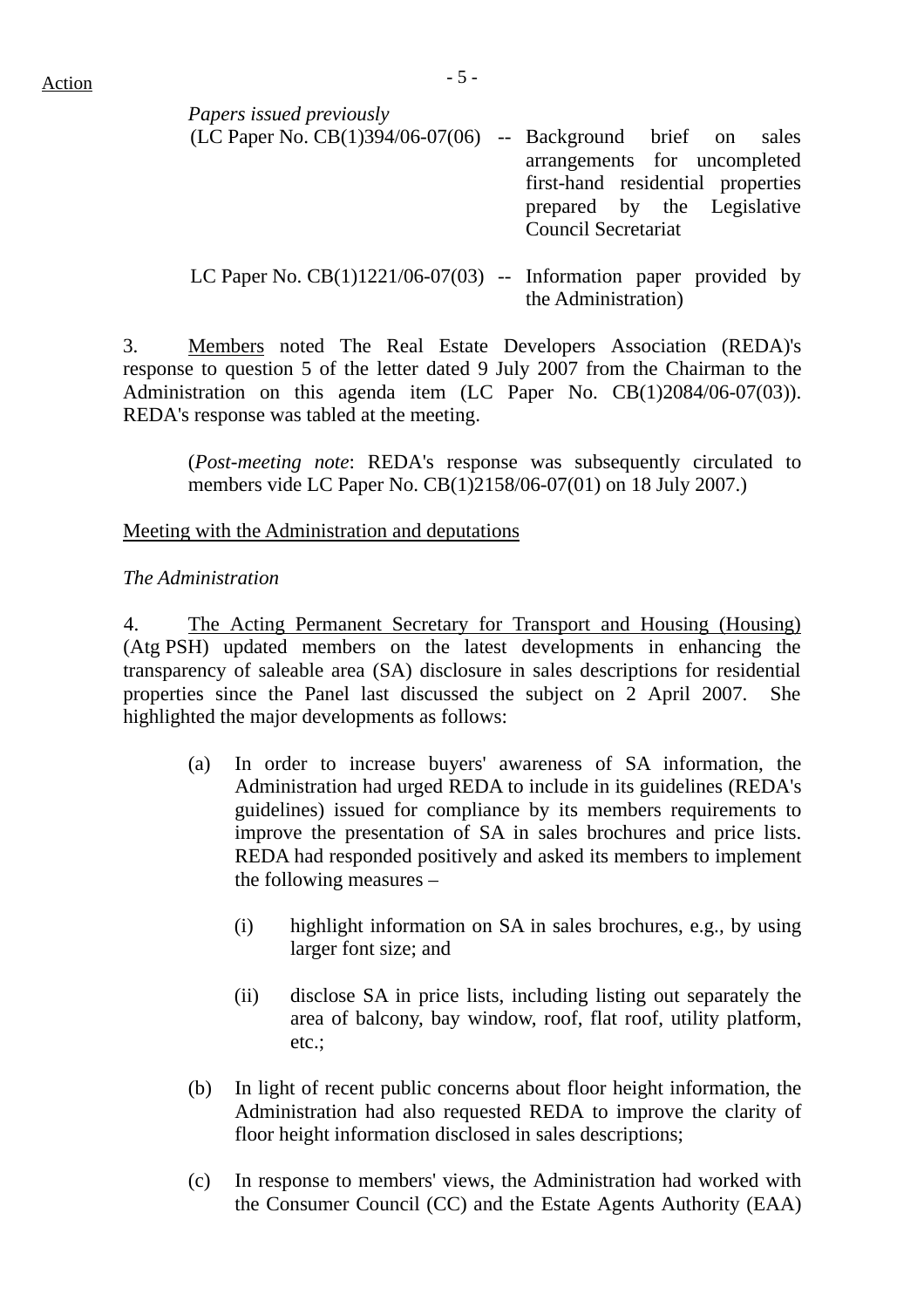Action

*Papers issued previously*

(LC Paper No. CB(1)394/06-07(06) -- Background brief on sales arrangements for uncompleted first-hand residential properties prepared by the Legislative Council Secretariat

LC Paper No. CB(1)1221/06-07(03) -- Information paper provided by the Administration)

3. Members noted The Real Estate Developers Association (REDA)'s response to question 5 of the letter dated 9 July 2007 from the Chairman to the Administration on this agenda item (LC Paper No. CB(1)2084/06-07(03)). REDA's response was tabled at the meeting.

(*Post-meeting note*: REDA's response was subsequently circulated to members vide LC Paper No. CB(1)2158/06-07(01) on 18 July 2007.)

Meeting with the Administration and deputations

*The Administration*

4. The Acting Permanent Secretary for Transport and Housing (Housing) (Atg PSH) updated members on the latest developments in enhancing the transparency of saleable area (SA) disclosure in sales descriptions for residential properties since the Panel last discussed the subject on 2 April 2007. She highlighted the major developments as follows:

(a) In order to increase buyers' awareness of SA information, the Administration had urged REDA to include in its guidelines (REDA's guidelines) issued for compliance by its members requirements to improve the presentation of SA in sales brochures and price lists. REDA had responded positively and asked its members to implement the following measures –

  (i) highlight information on SA in sales brochures, e.g., by using larger font size; and

  (ii) disclose SA in price lists, including listing out separately the area of balcony, bay window, roof, flat roof, utility platform, etc.;

(b) In light of recent public concerns about floor height information, the Administration had also requested REDA to improve the clarity of floor height information disclosed in sales descriptions;

(c) In response to members' views, the Administration had worked with the Consumer Council (CC) and the Estate Agents Authority (EAA)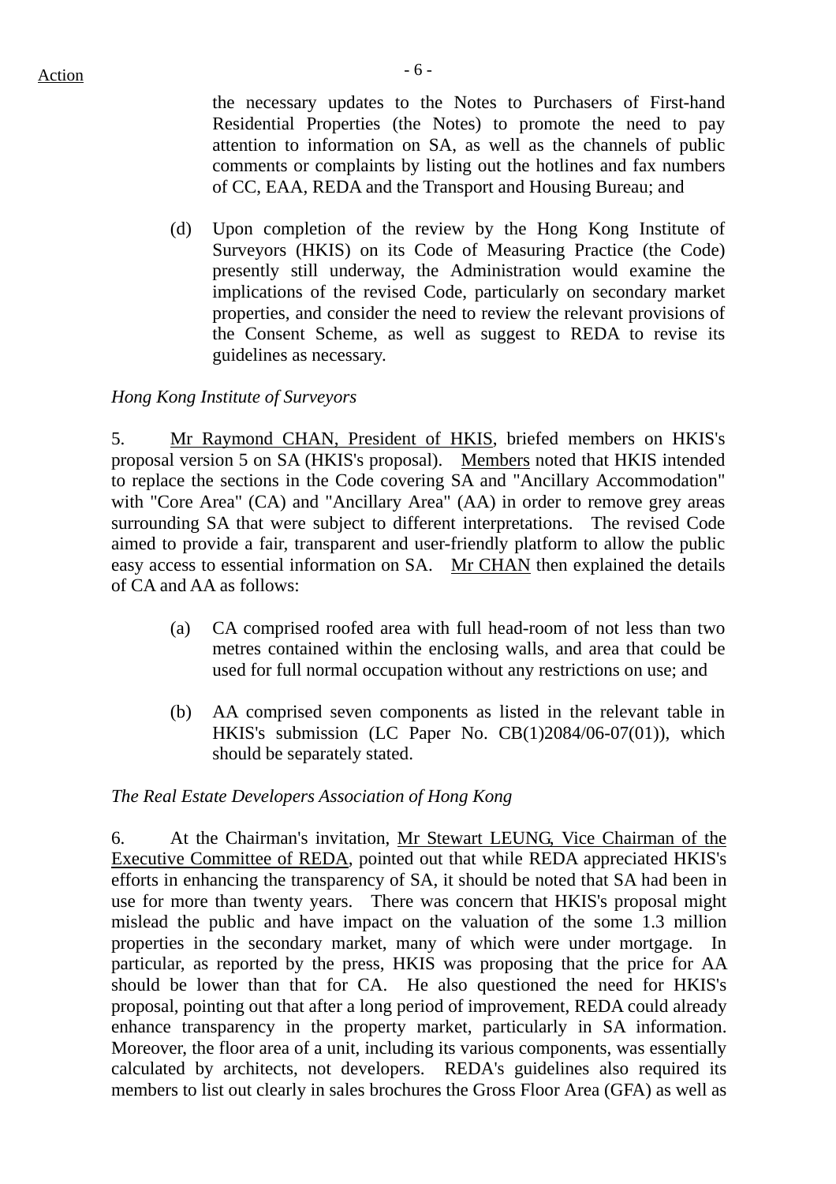the necessary updates to the Notes to Purchasers of First-hand Residential Properties (the Notes) to promote the need to pay attention to information on SA, as well as the channels of public comments or complaints by listing out the hotlines and fax numbers of CC, EAA, REDA and the Transport and Housing Bureau; and

(d) Upon completion of the review by the Hong Kong Institute of Surveyors (HKIS) on its Code of Measuring Practice (the Code) presently still underway, the Administration would examine the implications of the revised Code, particularly on secondary market properties, and consider the need to review the relevant provisions of the Consent Scheme, as well as suggest to REDA to revise its guidelines as necessary.

*Hong Kong Institute of Surveyors*

5. Mr Raymond CHAN, President of HKIS, briefed members on HKIS's proposal version 5 on SA (HKIS's proposal). Members noted that HKIS intended to replace the sections in the Code covering SA and "Ancillary Accommodation" with "Core Area" (CA) and "Ancillary Area" (AA) in order to remove grey areas surrounding SA that were subject to different interpretations. The revised Code aimed to provide a fair, transparent and user-friendly platform to allow the public easy access to essential information on SA. Mr CHAN then explained the details of CA and AA as follows:

(a) CA comprised roofed area with full head-room of not less than two metres contained within the enclosing walls, and area that could be used for full normal occupation without any restrictions on use; and

(b) AA comprised seven components as listed in the relevant table in HKIS's submission (LC Paper No. CB(1)2084/06-07(01)), which should be separately stated.

*The Real Estate Developers Association of Hong Kong*

6. At the Chairman's invitation, Mr Stewart LEUNG, Vice Chairman of the Executive Committee of REDA, pointed out that while REDA appreciated HKIS's efforts in enhancing the transparency of SA, it should be noted that SA had been in use for more than twenty years. There was concern that HKIS's proposal might mislead the public and have impact on the valuation of the some 1.3 million properties in the secondary market, many of which were under mortgage. In particular, as reported by the press, HKIS was proposing that the price for AA should be lower than that for CA. He also questioned the need for HKIS's proposal, pointing out that after a long period of improvement, REDA could already enhance transparency in the property market, particularly in SA information. Moreover, the floor area of a unit, including its various components, was essentially calculated by architects, not developers. REDA's guidelines also required its members to list out clearly in sales brochures the Gross Floor Area (GFA) as well as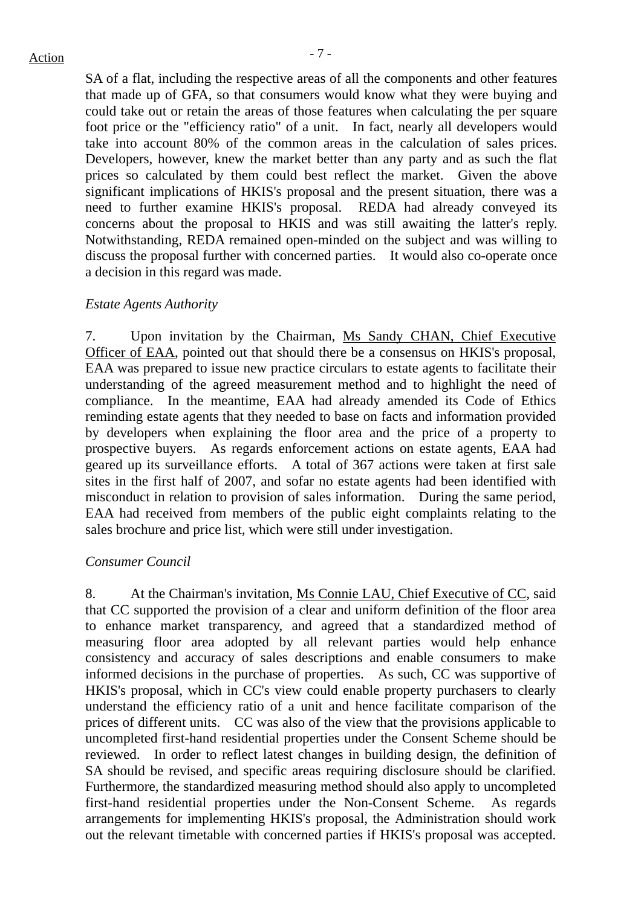SA of a flat, including the respective areas of all the components and other features that made up of GFA, so that consumers would know what they were buying and could take out or retain the areas of those features when calculating the per square foot price or the "efficiency ratio" of a unit. In fact, nearly all developers would take into account 80% of the common areas in the calculation of sales prices. Developers, however, knew the market better than any party and as such the flat prices so calculated by them could best reflect the market. Given the above significant implications of HKIS's proposal and the present situation, there was a need to further examine HKIS's proposal. REDA had already conveyed its concerns about the proposal to HKIS and was still awaiting the latter's reply. Notwithstanding, REDA remained open-minded on the subject and was willing to discuss the proposal further with concerned parties. It would also co-operate once a decision in this regard was made.

*Estate Agents Authority*

7. Upon invitation by the Chairman, Ms Sandy CHAN, Chief Executive Officer of EAA, pointed out that should there be a consensus on HKIS's proposal, EAA was prepared to issue new practice circulars to estate agents to facilitate their understanding of the agreed measurement method and to highlight the need of compliance. In the meantime, EAA had already amended its Code of Ethics reminding estate agents that they needed to base on facts and information provided by developers when explaining the floor area and the price of a property to prospective buyers. As regards enforcement actions on estate agents, EAA had geared up its surveillance efforts. A total of 367 actions were taken at first sale sites in the first half of 2007, and sofar no estate agents had been identified with misconduct in relation to provision of sales information. During the same period, EAA had received from members of the public eight complaints relating to the sales brochure and price list, which were still under investigation.

*Consumer Council*

8. At the Chairman's invitation, Ms Connie LAU, Chief Executive of CC, said that CC supported the provision of a clear and uniform definition of the floor area to enhance market transparency, and agreed that a standardized method of measuring floor area adopted by all relevant parties would help enhance consistency and accuracy of sales descriptions and enable consumers to make informed decisions in the purchase of properties. As such, CC was supportive of HKIS's proposal, which in CC's view could enable property purchasers to clearly understand the efficiency ratio of a unit and hence facilitate comparison of the prices of different units. CC was also of the view that the provisions applicable to uncompleted first-hand residential properties under the Consent Scheme should be reviewed. In order to reflect latest changes in building design, the definition of SA should be revised, and specific areas requiring disclosure should be clarified. Furthermore, the standardized measuring method should also apply to uncompleted first-hand residential properties under the Non-Consent Scheme. As regards arrangements for implementing HKIS's proposal, the Administration should work out the relevant timetable with concerned parties if HKIS's proposal was accepted.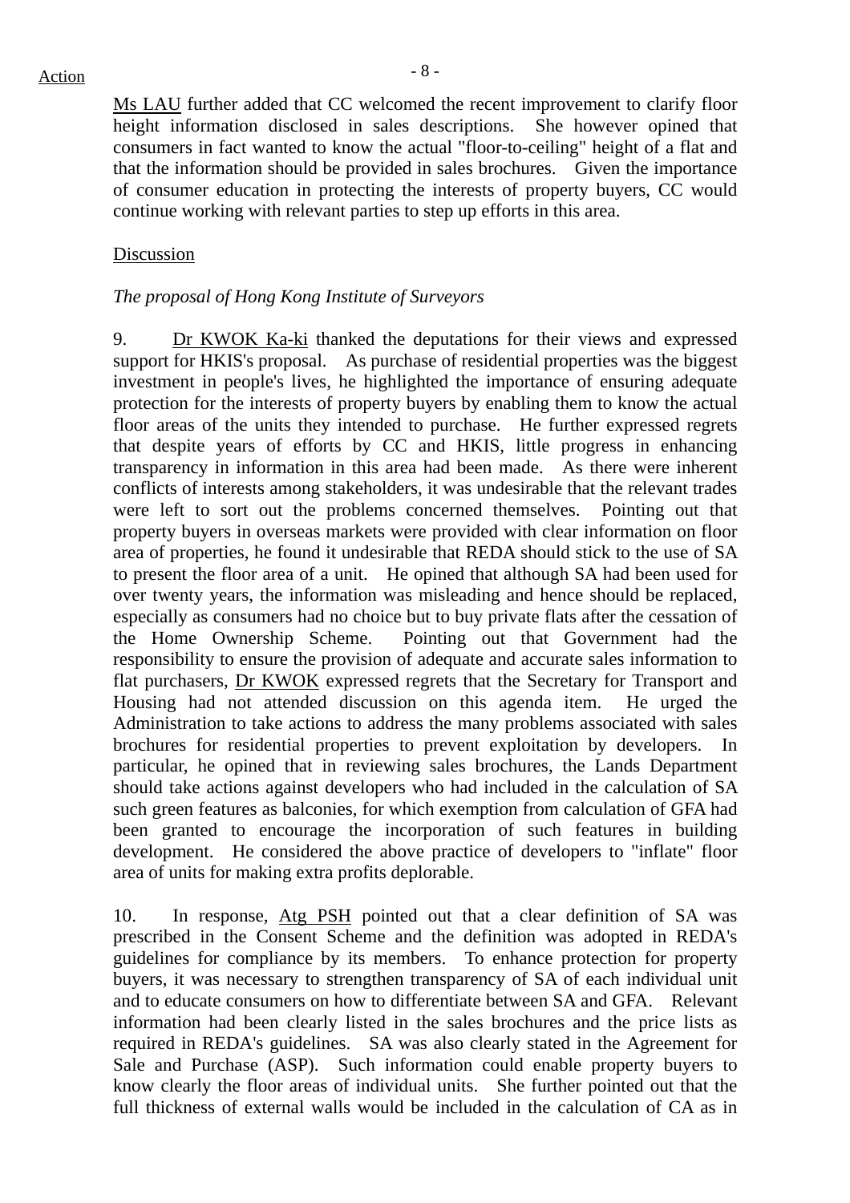Ms LAU further added that CC welcomed the recent improvement to clarify floor height information disclosed in sales descriptions. She however opined that consumers in fact wanted to know the actual "floor-to-ceiling" height of a flat and that the information should be provided in sales brochures. Given the importance of consumer education in protecting the interests of property buyers, CC would continue working with relevant parties to step up efforts in this area.

Discussion

*The proposal of Hong Kong Institute of Surveyors*

9. Dr KWOK Ka-ki thanked the deputations for their views and expressed support for HKIS's proposal. As purchase of residential properties was the biggest investment in people's lives, he highlighted the importance of ensuring adequate protection for the interests of property buyers by enabling them to know the actual floor areas of the units they intended to purchase. He further expressed regrets that despite years of efforts by CC and HKIS, little progress in enhancing transparency in information in this area had been made. As there were inherent conflicts of interests among stakeholders, it was undesirable that the relevant trades were left to sort out the problems concerned themselves. Pointing out that property buyers in overseas markets were provided with clear information on floor area of properties, he found it undesirable that REDA should stick to the use of SA to present the floor area of a unit. He opined that although SA had been used for over twenty years, the information was misleading and hence should be replaced, especially as consumers had no choice but to buy private flats after the cessation of the Home Ownership Scheme. Pointing out that Government had the responsibility to ensure the provision of adequate and accurate sales information to flat purchasers, Dr KWOK expressed regrets that the Secretary for Transport and Housing had not attended discussion on this agenda item. He urged the Administration to take actions to address the many problems associated with sales brochures for residential properties to prevent exploitation by developers. In particular, he opined that in reviewing sales brochures, the Lands Department should take actions against developers who had included in the calculation of SA such green features as balconies, for which exemption from calculation of GFA had been granted to encourage the incorporation of such features in building development. He considered the above practice of developers to "inflate" floor area of units for making extra profits deplorable.

10. In response, Atg PSH pointed out that a clear definition of SA was prescribed in the Consent Scheme and the definition was adopted in REDA's guidelines for compliance by its members. To enhance protection for property buyers, it was necessary to strengthen transparency of SA of each individual unit and to educate consumers on how to differentiate between SA and GFA. Relevant information had been clearly listed in the sales brochures and the price lists as required in REDA's guidelines. SA was also clearly stated in the Agreement for Sale and Purchase (ASP). Such information could enable property buyers to know clearly the floor areas of individual units. She further pointed out that the full thickness of external walls would be included in the calculation of CA as in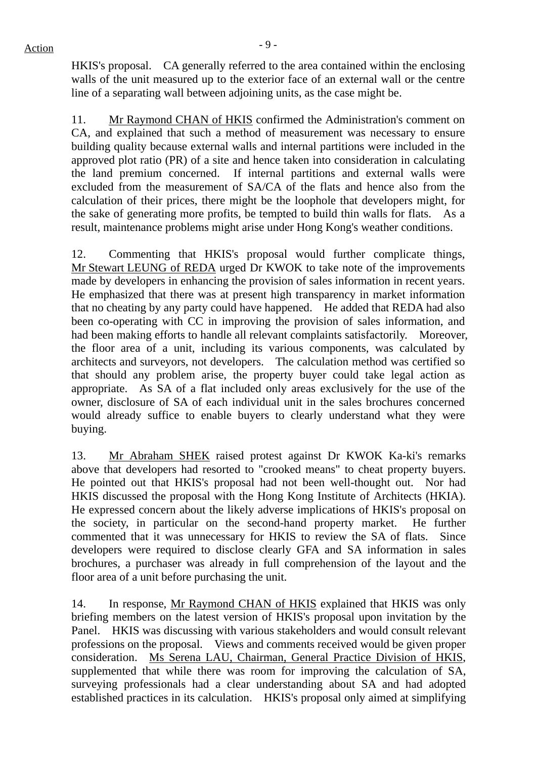HKIS's proposal. CA generally referred to the area contained within the enclosing walls of the unit measured up to the exterior face of an external wall or the centre line of a separating wall between adjoining units, as the case might be.

11. Mr Raymond CHAN of HKIS confirmed the Administration's comment on CA, and explained that such a method of measurement was necessary to ensure building quality because external walls and internal partitions were included in the approved plot ratio (PR) of a site and hence taken into consideration in calculating the land premium concerned. If internal partitions and external walls were excluded from the measurement of SA/CA of the flats and hence also from the calculation of their prices, there might be the loophole that developers might, for the sake of generating more profits, be tempted to build thin walls for flats. As a result, maintenance problems might arise under Hong Kong's weather conditions.

12. Commenting that HKIS's proposal would further complicate things, Mr Stewart LEUNG of REDA urged Dr KWOK to take note of the improvements made by developers in enhancing the provision of sales information in recent years. He emphasized that there was at present high transparency in market information that no cheating by any party could have happened. He added that REDA had also been co-operating with CC in improving the provision of sales information, and had been making efforts to handle all relevant complaints satisfactorily. Moreover, the floor area of a unit, including its various components, was calculated by architects and surveyors, not developers. The calculation method was certified so that should any problem arise, the property buyer could take legal action as appropriate. As SA of a flat included only areas exclusively for the use of the owner, disclosure of SA of each individual unit in the sales brochures concerned would already suffice to enable buyers to clearly understand what they were buying.

13. Mr Abraham SHEK raised protest against Dr KWOK Ka-ki's remarks above that developers had resorted to "crooked means" to cheat property buyers. He pointed out that HKIS's proposal had not been well-thought out. Nor had HKIS discussed the proposal with the Hong Kong Institute of Architects (HKIA). He expressed concern about the likely adverse implications of HKIS's proposal on the society, in particular on the second-hand property market. He further commented that it was unnecessary for HKIS to review the SA of flats. Since developers were required to disclose clearly GFA and SA information in sales brochures, a purchaser was already in full comprehension of the layout and the floor area of a unit before purchasing the unit.

14. In response, Mr Raymond CHAN of HKIS explained that HKIS was only briefing members on the latest version of HKIS's proposal upon invitation by the Panel. HKIS was discussing with various stakeholders and would consult relevant professions on the proposal. Views and comments received would be given proper consideration. Ms Serena LAU, Chairman, General Practice Division of HKIS, supplemented that while there was room for improving the calculation of SA, surveying professionals had a clear understanding about SA and had adopted established practices in its calculation. HKIS's proposal only aimed at simplifying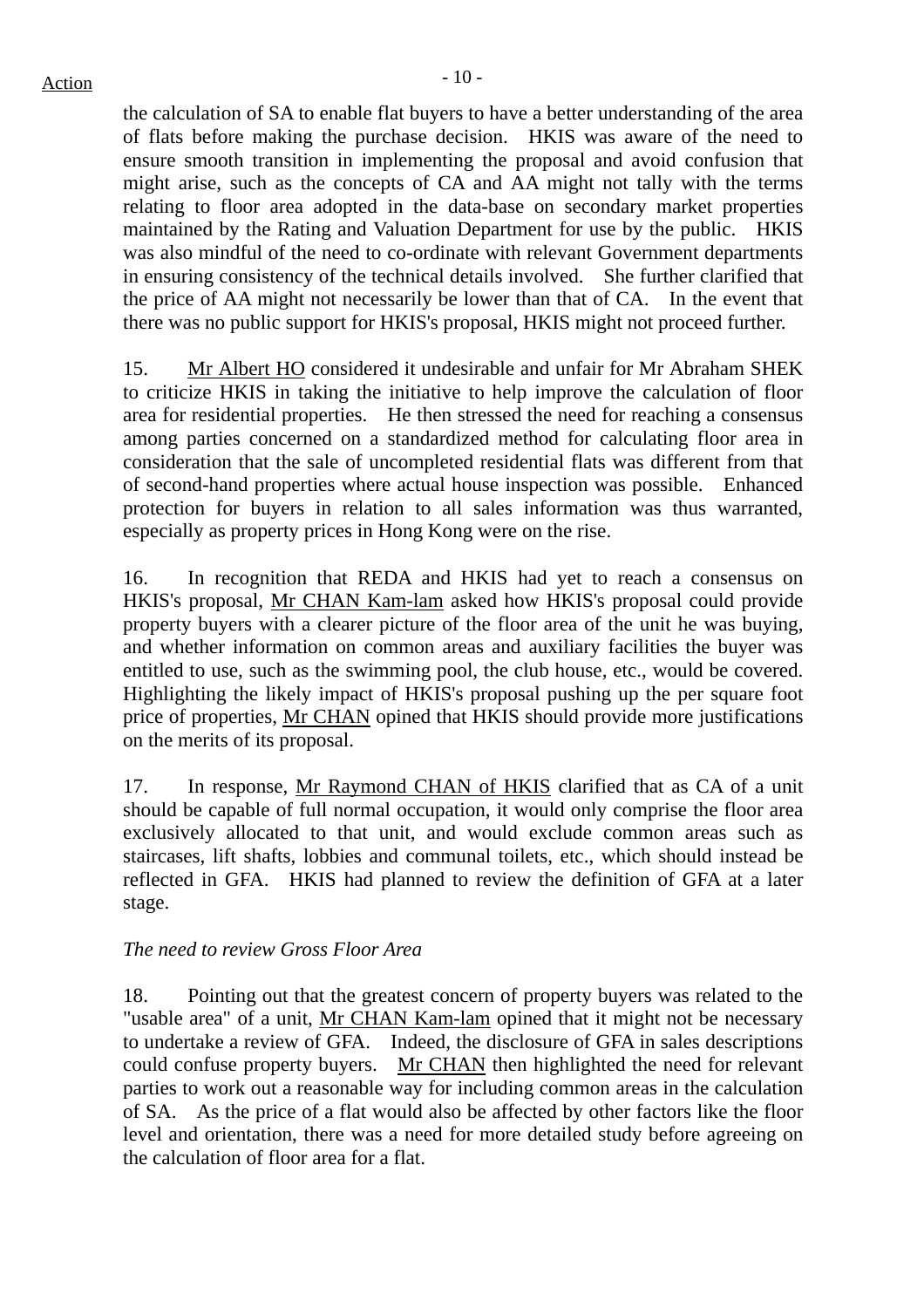the calculation of SA to enable flat buyers to have a better understanding of the area of flats before making the purchase decision. HKIS was aware of the need to ensure smooth transition in implementing the proposal and avoid confusion that might arise, such as the concepts of CA and AA might not tally with the terms relating to floor area adopted in the data-base on secondary market properties maintained by the Rating and Valuation Department for use by the public. HKIS was also mindful of the need to co-ordinate with relevant Government departments in ensuring consistency of the technical details involved. She further clarified that the price of AA might not necessarily be lower than that of CA. In the event that there was no public support for HKIS's proposal, HKIS might not proceed further.

15. Mr Albert HO considered it undesirable and unfair for Mr Abraham SHEK to criticize HKIS in taking the initiative to help improve the calculation of floor area for residential properties. He then stressed the need for reaching a consensus among parties concerned on a standardized method for calculating floor area in consideration that the sale of uncompleted residential flats was different from that of second-hand properties where actual house inspection was possible. Enhanced protection for buyers in relation to all sales information was thus warranted, especially as property prices in Hong Kong were on the rise.

16. In recognition that REDA and HKIS had yet to reach a consensus on HKIS's proposal, Mr CHAN Kam-lam asked how HKIS's proposal could provide property buyers with a clearer picture of the floor area of the unit he was buying, and whether information on common areas and auxiliary facilities the buyer was entitled to use, such as the swimming pool, the club house, etc., would be covered. Highlighting the likely impact of HKIS's proposal pushing up the per square foot price of properties, Mr CHAN opined that HKIS should provide more justifications on the merits of its proposal.

17. In response, Mr Raymond CHAN of HKIS clarified that as CA of a unit should be capable of full normal occupation, it would only comprise the floor area exclusively allocated to that unit, and would exclude common areas such as staircases, lift shafts, lobbies and communal toilets, etc., which should instead be reflected in GFA. HKIS had planned to review the definition of GFA at a later stage.

*The need to review Gross Floor Area*

18. Pointing out that the greatest concern of property buyers was related to the "usable area" of a unit, Mr CHAN Kam-lam opined that it might not be necessary to undertake a review of GFA. Indeed, the disclosure of GFA in sales descriptions could confuse property buyers. Mr CHAN then highlighted the need for relevant parties to work out a reasonable way for including common areas in the calculation of SA. As the price of a flat would also be affected by other factors like the floor level and orientation, there was a need for more detailed study before agreeing on the calculation of floor area for a flat.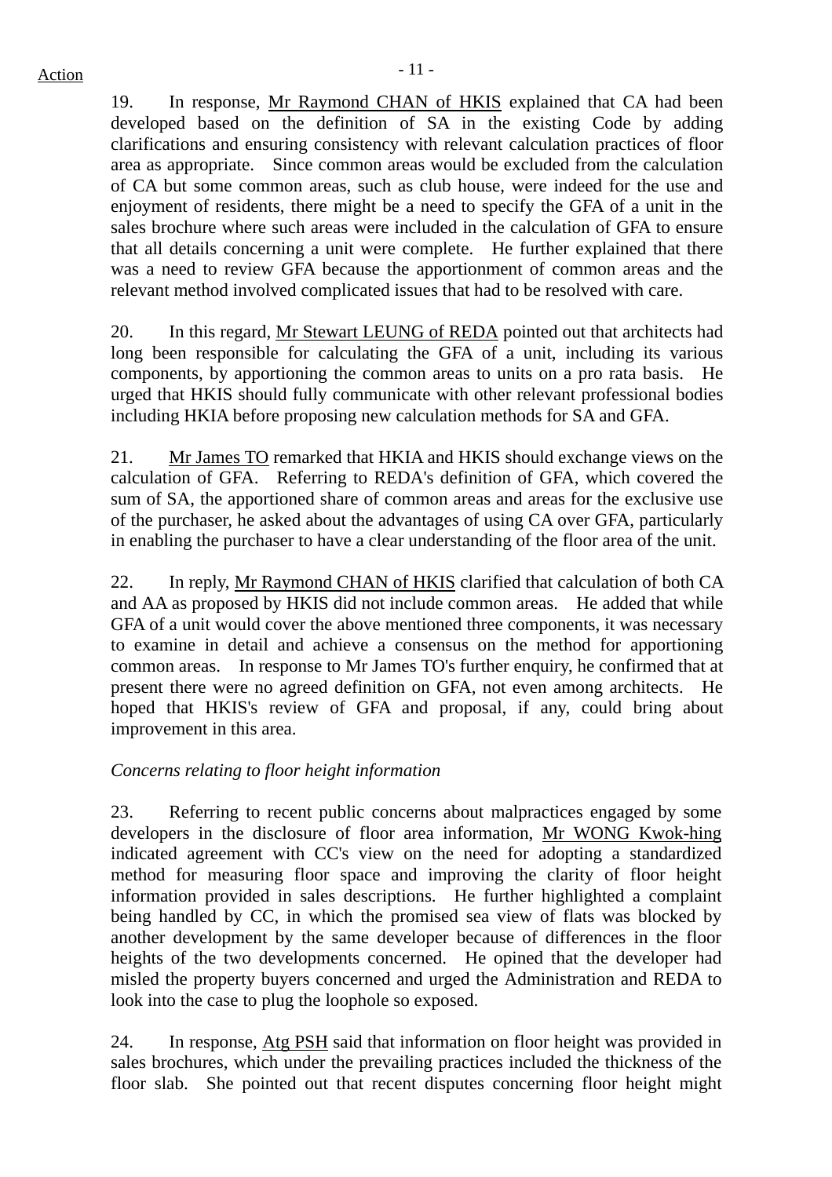Action

19. In response, Mr Raymond CHAN of HKIS explained that CA had been developed based on the definition of SA in the existing Code by adding clarifications and ensuring consistency with relevant calculation practices of floor area as appropriate. Since common areas would be excluded from the calculation of CA but some common areas, such as club house, were indeed for the use and enjoyment of residents, there might be a need to specify the GFA of a unit in the sales brochure where such areas were included in the calculation of GFA to ensure that all details concerning a unit were complete. He further explained that there was a need to review GFA because the apportionment of common areas and the relevant method involved complicated issues that had to be resolved with care.

20. In this regard, Mr Stewart LEUNG of REDA pointed out that architects had long been responsible for calculating the GFA of a unit, including its various components, by apportioning the common areas to units on a pro rata basis. He urged that HKIS should fully communicate with other relevant professional bodies including HKIA before proposing new calculation methods for SA and GFA.

21. Mr James TO remarked that HKIA and HKIS should exchange views on the calculation of GFA. Referring to REDA's definition of GFA, which covered the sum of SA, the apportioned share of common areas and areas for the exclusive use of the purchaser, he asked about the advantages of using CA over GFA, particularly in enabling the purchaser to have a clear understanding of the floor area of the unit.

22. In reply, Mr Raymond CHAN of HKIS clarified that calculation of both CA and AA as proposed by HKIS did not include common areas. He added that while GFA of a unit would cover the above mentioned three components, it was necessary to examine in detail and achieve a consensus on the method for apportioning common areas. In response to Mr James TO's further enquiry, he confirmed that at present there were no agreed definition on GFA, not even among architects. He hoped that HKIS's review of GFA and proposal, if any, could bring about improvement in this area.

*Concerns relating to floor height information*

23. Referring to recent public concerns about malpractices engaged by some developers in the disclosure of floor area information, Mr WONG Kwok-hing indicated agreement with CC's view on the need for adopting a standardized method for measuring floor space and improving the clarity of floor height information provided in sales descriptions. He further highlighted a complaint being handled by CC, in which the promised sea view of flats was blocked by another development by the same developer because of differences in the floor heights of the two developments concerned. He opined that the developer had misled the property buyers concerned and urged the Administration and REDA to look into the case to plug the loophole so exposed.

24. In response, Atg PSH said that information on floor height was provided in sales brochures, which under the prevailing practices included the thickness of the floor slab. She pointed out that recent disputes concerning floor height might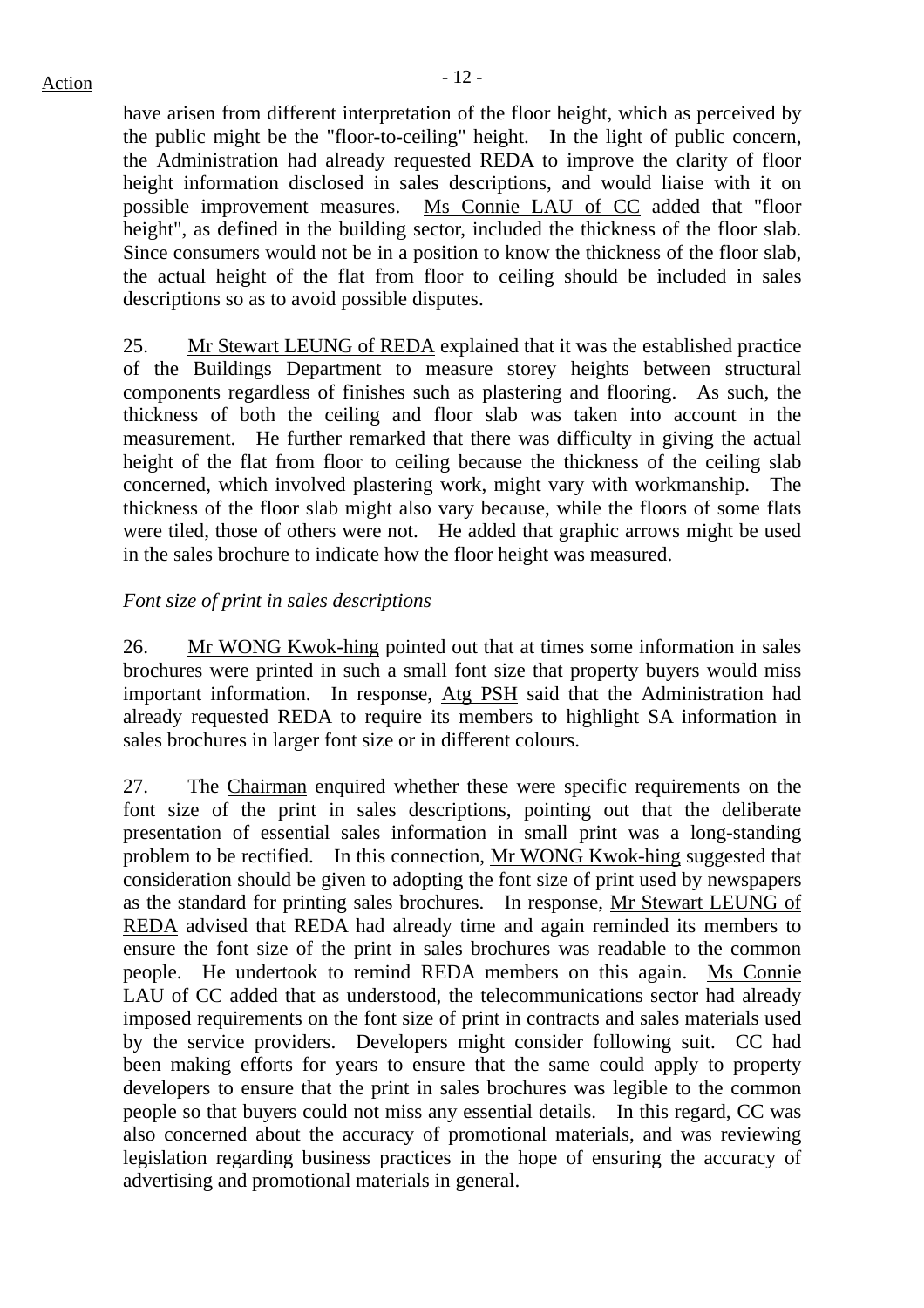have arisen from different interpretation of the floor height, which as perceived by the public might be the "floor-to-ceiling" height. In the light of public concern, the Administration had already requested REDA to improve the clarity of floor height information disclosed in sales descriptions, and would liaise with it on possible improvement measures. Ms Connie LAU of CC added that "floor height", as defined in the building sector, included the thickness of the floor slab. Since consumers would not be in a position to know the thickness of the floor slab, the actual height of the flat from floor to ceiling should be included in sales descriptions so as to avoid possible disputes.

25. Mr Stewart LEUNG of REDA explained that it was the established practice of the Buildings Department to measure storey heights between structural components regardless of finishes such as plastering and flooring. As such, the thickness of both the ceiling and floor slab was taken into account in the measurement. He further remarked that there was difficulty in giving the actual height of the flat from floor to ceiling because the thickness of the ceiling slab concerned, which involved plastering work, might vary with workmanship. The thickness of the floor slab might also vary because, while the floors of some flats were tiled, those of others were not. He added that graphic arrows might be used in the sales brochure to indicate how the floor height was measured.

*Font size of print in sales descriptions*

26. Mr WONG Kwok-hing pointed out that at times some information in sales brochures were printed in such a small font size that property buyers would miss important information. In response, Atg PSH said that the Administration had already requested REDA to require its members to highlight SA information in sales brochures in larger font size or in different colours.

27. The Chairman enquired whether these were specific requirements on the font size of the print in sales descriptions, pointing out that the deliberate presentation of essential sales information in small print was a long-standing problem to be rectified. In this connection, Mr WONG Kwok-hing suggested that consideration should be given to adopting the font size of print used by newspapers as the standard for printing sales brochures. In response, Mr Stewart LEUNG of REDA advised that REDA had already time and again reminded its members to ensure the font size of the print in sales brochures was readable to the common people. He undertook to remind REDA members on this again. Ms Connie LAU of CC added that as understood, the telecommunications sector had already imposed requirements on the font size of print in contracts and sales materials used by the service providers. Developers might consider following suit. CC had been making efforts for years to ensure that the same could apply to property developers to ensure that the print in sales brochures was legible to the common people so that buyers could not miss any essential details. In this regard, CC was also concerned about the accuracy of promotional materials, and was reviewing legislation regarding business practices in the hope of ensuring the accuracy of advertising and promotional materials in general.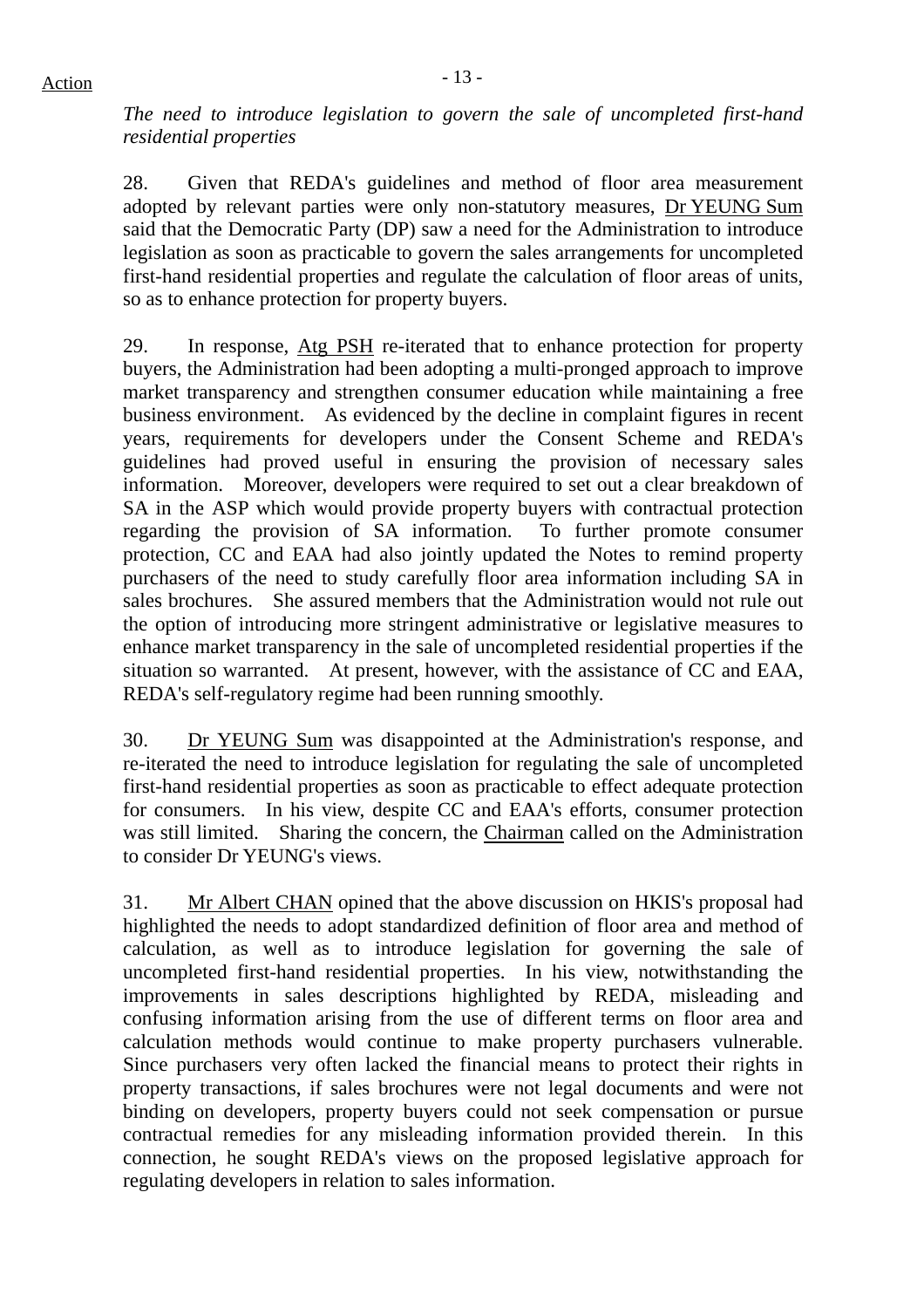Action

*The need to introduce legislation to govern the sale of uncompleted first-hand residential properties*

28. Given that REDA's guidelines and method of floor area measurement adopted by relevant parties were only non-statutory measures, Dr YEUNG Sum said that the Democratic Party (DP) saw a need for the Administration to introduce legislation as soon as practicable to govern the sales arrangements for uncompleted first-hand residential properties and regulate the calculation of floor areas of units, so as to enhance protection for property buyers.

29. In response, Atg PSH re-iterated that to enhance protection for property buyers, the Administration had been adopting a multi-pronged approach to improve market transparency and strengthen consumer education while maintaining a free business environment. As evidenced by the decline in complaint figures in recent years, requirements for developers under the Consent Scheme and REDA's guidelines had proved useful in ensuring the provision of necessary sales information. Moreover, developers were required to set out a clear breakdown of SA in the ASP which would provide property buyers with contractual protection regarding the provision of SA information. To further promote consumer protection, CC and EAA had also jointly updated the Notes to remind property purchasers of the need to study carefully floor area information including SA in sales brochures. She assured members that the Administration would not rule out the option of introducing more stringent administrative or legislative measures to enhance market transparency in the sale of uncompleted residential properties if the situation so warranted. At present, however, with the assistance of CC and EAA, REDA's self-regulatory regime had been running smoothly.

30. Dr YEUNG Sum was disappointed at the Administration's response, and re-iterated the need to introduce legislation for regulating the sale of uncompleted first-hand residential properties as soon as practicable to effect adequate protection for consumers. In his view, despite CC and EAA's efforts, consumer protection was still limited. Sharing the concern, the Chairman called on the Administration to consider Dr YEUNG's views.

31. Mr Albert CHAN opined that the above discussion on HKIS's proposal had highlighted the needs to adopt standardized definition of floor area and method of calculation, as well as to introduce legislation for governing the sale of uncompleted first-hand residential properties. In his view, notwithstanding the improvements in sales descriptions highlighted by REDA, misleading and confusing information arising from the use of different terms on floor area and calculation methods would continue to make property purchasers vulnerable. Since purchasers very often lacked the financial means to protect their rights in property transactions, if sales brochures were not legal documents and were not binding on developers, property buyers could not seek compensation or pursue contractual remedies for any misleading information provided therein. In this connection, he sought REDA's views on the proposed legislative approach for regulating developers in relation to sales information.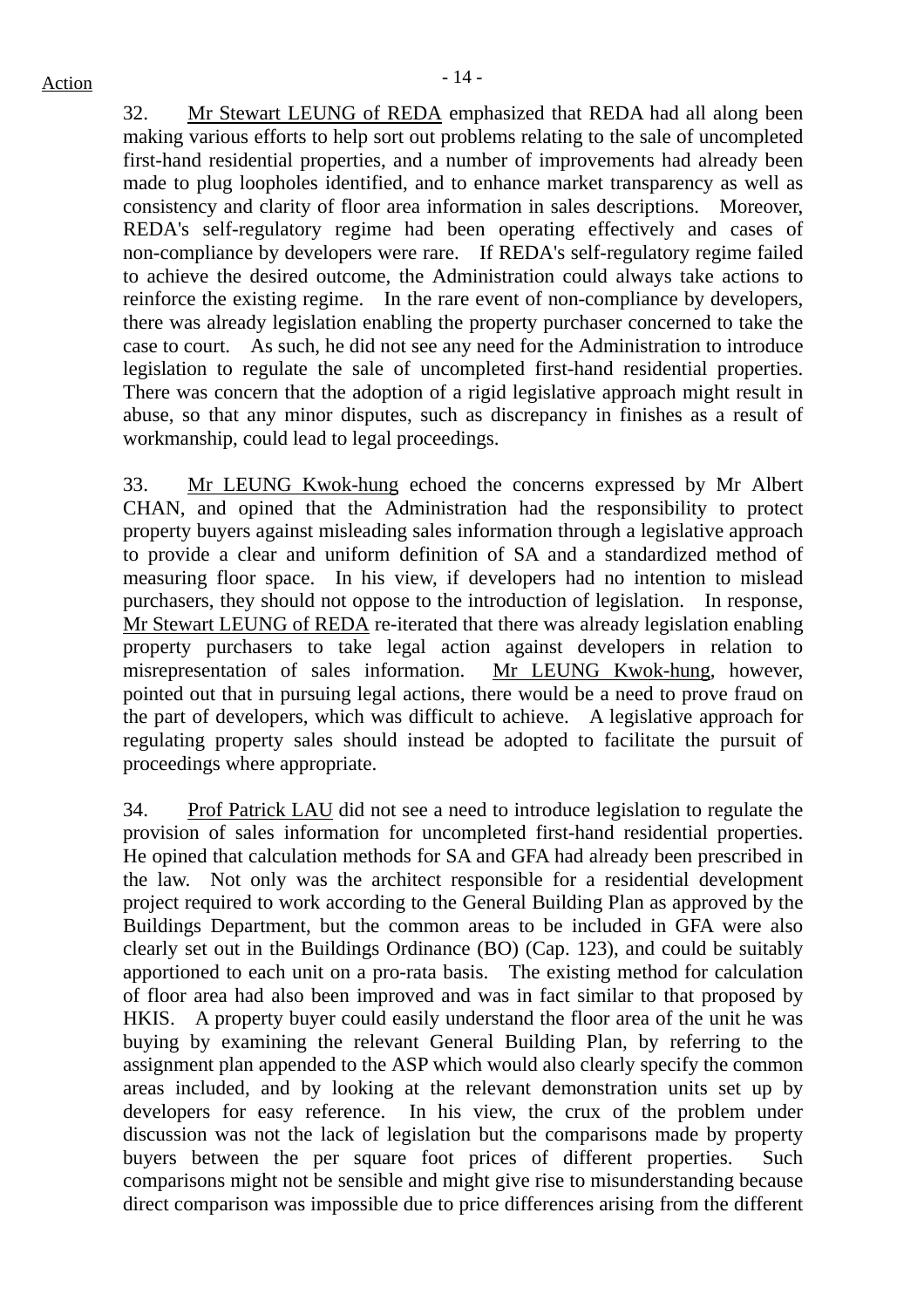Action

32. Mr Stewart LEUNG of REDA emphasized that REDA had all along been making various efforts to help sort out problems relating to the sale of uncompleted first-hand residential properties, and a number of improvements had already been made to plug loopholes identified, and to enhance market transparency as well as consistency and clarity of floor area information in sales descriptions. Moreover, REDA's self-regulatory regime had been operating effectively and cases of non-compliance by developers were rare. If REDA's self-regulatory regime failed to achieve the desired outcome, the Administration could always take actions to reinforce the existing regime. In the rare event of non-compliance by developers, there was already legislation enabling the property purchaser concerned to take the case to court. As such, he did not see any need for the Administration to introduce legislation to regulate the sale of uncompleted first-hand residential properties. There was concern that the adoption of a rigid legislative approach might result in abuse, so that any minor disputes, such as discrepancy in finishes as a result of workmanship, could lead to legal proceedings.

33. Mr LEUNG Kwok-hung echoed the concerns expressed by Mr Albert CHAN, and opined that the Administration had the responsibility to protect property buyers against misleading sales information through a legislative approach to provide a clear and uniform definition of SA and a standardized method of measuring floor space. In his view, if developers had no intention to mislead purchasers, they should not oppose to the introduction of legislation. In response, Mr Stewart LEUNG of REDA re-iterated that there was already legislation enabling property purchasers to take legal action against developers in relation to misrepresentation of sales information. Mr LEUNG Kwok-hung, however, pointed out that in pursuing legal actions, there would be a need to prove fraud on the part of developers, which was difficult to achieve. A legislative approach for regulating property sales should instead be adopted to facilitate the pursuit of proceedings where appropriate.

34. Prof Patrick LAU did not see a need to introduce legislation to regulate the provision of sales information for uncompleted first-hand residential properties. He opined that calculation methods for SA and GFA had already been prescribed in the law. Not only was the architect responsible for a residential development project required to work according to the General Building Plan as approved by the Buildings Department, but the common areas to be included in GFA were also clearly set out in the Buildings Ordinance (BO) (Cap. 123), and could be suitably apportioned to each unit on a pro-rata basis. The existing method for calculation of floor area had also been improved and was in fact similar to that proposed by HKIS. A property buyer could easily understand the floor area of the unit he was buying by examining the relevant General Building Plan, by referring to the assignment plan appended to the ASP which would also clearly specify the common areas included, and by looking at the relevant demonstration units set up by developers for easy reference. In his view, the crux of the problem under discussion was not the lack of legislation but the comparisons made by property buyers between the per square foot prices of different properties. Such comparisons might not be sensible and might give rise to misunderstanding because direct comparison was impossible due to price differences arising from the different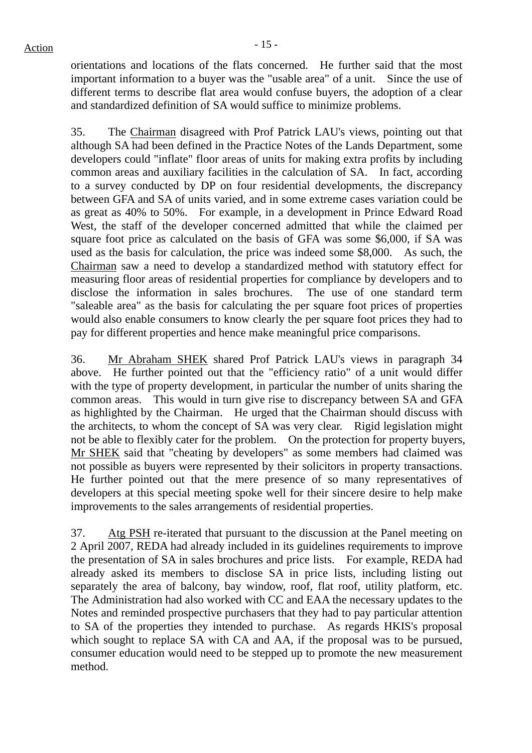orientations and locations of the flats concerned. He further said that the most important information to a buyer was the "usable area" of a unit. Since the use of different terms to describe flat area would confuse buyers, the adoption of a clear and standardized definition of SA would suffice to minimize problems.

35. The Chairman disagreed with Prof Patrick LAU's views, pointing out that although SA had been defined in the Practice Notes of the Lands Department, some developers could "inflate" floor areas of units for making extra profits by including common areas and auxiliary facilities in the calculation of SA. In fact, according to a survey conducted by DP on four residential developments, the discrepancy between GFA and SA of units varied, and in some extreme cases variation could be as great as 40% to 50%. For example, in a development in Prince Edward Road West, the staff of the developer concerned admitted that while the claimed per square foot price as calculated on the basis of GFA was some $6,000, if SA was used as the basis for calculation, the price was indeed some $8,000. As such, the Chairman saw a need to develop a standardized method with statutory effect for measuring floor areas of residential properties for compliance by developers and to disclose the information in sales brochures. The use of one standard term "saleable area" as the basis for calculating the per square foot prices of properties would also enable consumers to know clearly the per square foot prices they had to pay for different properties and hence make meaningful price comparisons.

36. Mr Abraham SHEK shared Prof Patrick LAU's views in paragraph 34 above. He further pointed out that the "efficiency ratio" of a unit would differ with the type of property development, in particular the number of units sharing the common areas. This would in turn give rise to discrepancy between SA and GFA as highlighted by the Chairman. He urged that the Chairman should discuss with the architects, to whom the concept of SA was very clear. Rigid legislation might not be able to flexibly cater for the problem. On the protection for property buyers, Mr SHEK said that "cheating by developers" as some members had claimed was not possible as buyers were represented by their solicitors in property transactions. He further pointed out that the mere presence of so many representatives of developers at this special meeting spoke well for their sincere desire to help make improvements to the sales arrangements of residential properties.

37. Atg PSH re-iterated that pursuant to the discussion at the Panel meeting on 2 April 2007, REDA had already included in its guidelines requirements to improve the presentation of SA in sales brochures and price lists. For example, REDA had already asked its members to disclose SA in price lists, including listing out separately the area of balcony, bay window, roof, flat roof, utility platform, etc. The Administration had also worked with CC and EAA the necessary updates to the Notes and reminded prospective purchasers that they had to pay particular attention to SA of the properties they intended to purchase. As regards HKIS's proposal which sought to replace SA with CA and AA, if the proposal was to be pursued, consumer education would need to be stepped up to promote the new measurement method.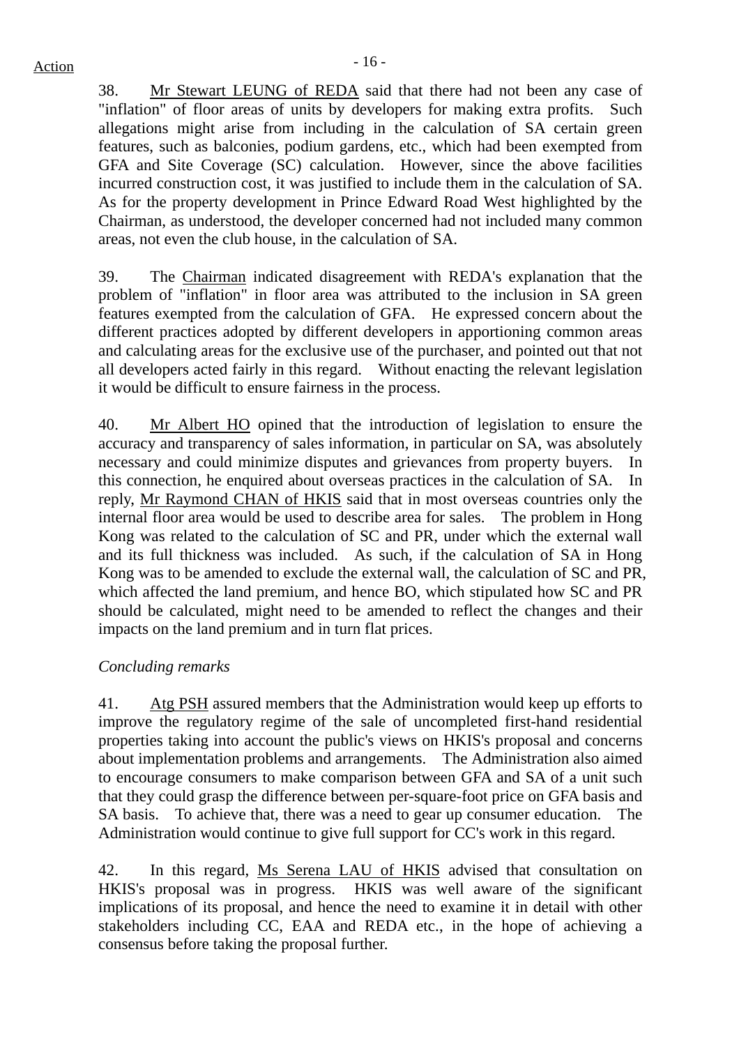38. Mr Stewart LEUNG of REDA said that there had not been any case of "inflation" of floor areas of units by developers for making extra profits. Such allegations might arise from including in the calculation of SA certain green features, such as balconies, podium gardens, etc., which had been exempted from GFA and Site Coverage (SC) calculation. However, since the above facilities incurred construction cost, it was justified to include them in the calculation of SA. As for the property development in Prince Edward Road West highlighted by the Chairman, as understood, the developer concerned had not included many common areas, not even the club house, in the calculation of SA.

39. The Chairman indicated disagreement with REDA's explanation that the problem of "inflation" in floor area was attributed to the inclusion in SA green features exempted from the calculation of GFA. He expressed concern about the different practices adopted by different developers in apportioning common areas and calculating areas for the exclusive use of the purchaser, and pointed out that not all developers acted fairly in this regard. Without enacting the relevant legislation it would be difficult to ensure fairness in the process.

40. Mr Albert HO opined that the introduction of legislation to ensure the accuracy and transparency of sales information, in particular on SA, was absolutely necessary and could minimize disputes and grievances from property buyers. In this connection, he enquired about overseas practices in the calculation of SA. In reply, Mr Raymond CHAN of HKIS said that in most overseas countries only the internal floor area would be used to describe area for sales. The problem in Hong Kong was related to the calculation of SC and PR, under which the external wall and its full thickness was included. As such, if the calculation of SA in Hong Kong was to be amended to exclude the external wall, the calculation of SC and PR, which affected the land premium, and hence BO, which stipulated how SC and PR should be calculated, might need to be amended to reflect the changes and their impacts on the land premium and in turn flat prices.

*Concluding remarks*

41. Atg PSH assured members that the Administration would keep up efforts to improve the regulatory regime of the sale of uncompleted first-hand residential properties taking into account the public's views on HKIS's proposal and concerns about implementation problems and arrangements. The Administration also aimed to encourage consumers to make comparison between GFA and SA of a unit such that they could grasp the difference between per-square-foot price on GFA basis and SA basis. To achieve that, there was a need to gear up consumer education. The Administration would continue to give full support for CC's work in this regard.

42. In this regard, Ms Serena LAU of HKIS advised that consultation on HKIS's proposal was in progress. HKIS was well aware of the significant implications of its proposal, and hence the need to examine it in detail with other stakeholders including CC, EAA and REDA etc., in the hope of achieving a consensus before taking the proposal further.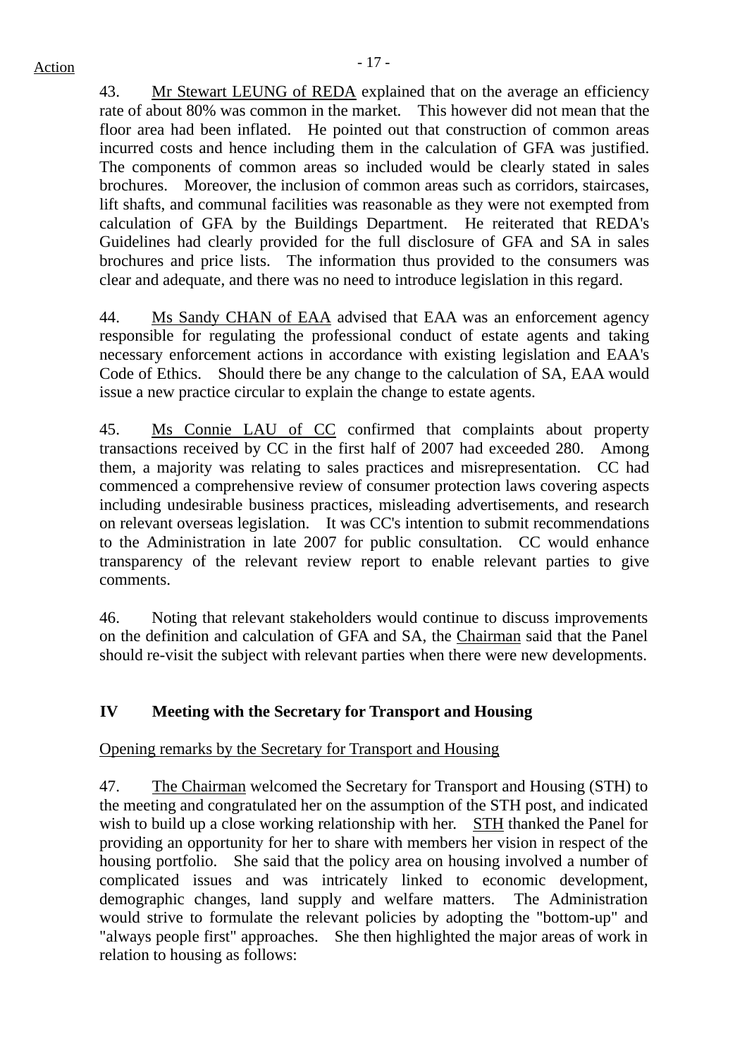Action

43. Mr Stewart LEUNG of REDA explained that on the average an efficiency rate of about 80% was common in the market. This however did not mean that the floor area had been inflated. He pointed out that construction of common areas incurred costs and hence including them in the calculation of GFA was justified. The components of common areas so included would be clearly stated in sales brochures. Moreover, the inclusion of common areas such as corridors, staircases, lift shafts, and communal facilities was reasonable as they were not exempted from calculation of GFA by the Buildings Department. He reiterated that REDA's Guidelines had clearly provided for the full disclosure of GFA and SA in sales brochures and price lists. The information thus provided to the consumers was clear and adequate, and there was no need to introduce legislation in this regard.

44. Ms Sandy CHAN of EAA advised that EAA was an enforcement agency responsible for regulating the professional conduct of estate agents and taking necessary enforcement actions in accordance with existing legislation and EAA's Code of Ethics. Should there be any change to the calculation of SA, EAA would issue a new practice circular to explain the change to estate agents.

45. Ms Connie LAU of CC confirmed that complaints about property transactions received by CC in the first half of 2007 had exceeded 280. Among them, a majority was relating to sales practices and misrepresentation. CC had commenced a comprehensive review of consumer protection laws covering aspects including undesirable business practices, misleading advertisements, and research on relevant overseas legislation. It was CC's intention to submit recommendations to the Administration in late 2007 for public consultation. CC would enhance transparency of the relevant review report to enable relevant parties to give comments.

46. Noting that relevant stakeholders would continue to discuss improvements on the definition and calculation of GFA and SA, the Chairman said that the Panel should re-visit the subject with relevant parties when there were new developments.

## IV Meeting with the Secretary for Transport and Housing

Opening remarks by the Secretary for Transport and Housing

47. The Chairman welcomed the Secretary for Transport and Housing (STH) to the meeting and congratulated her on the assumption of the STH post, and indicated wish to build up a close working relationship with her. STH thanked the Panel for providing an opportunity for her to share with members her vision in respect of the housing portfolio. She said that the policy area on housing involved a number of complicated issues and was intricately linked to economic development, demographic changes, land supply and welfare matters. The Administration would strive to formulate the relevant policies by adopting the "bottom-up" and "always people first" approaches. She then highlighted the major areas of work in relation to housing as follows: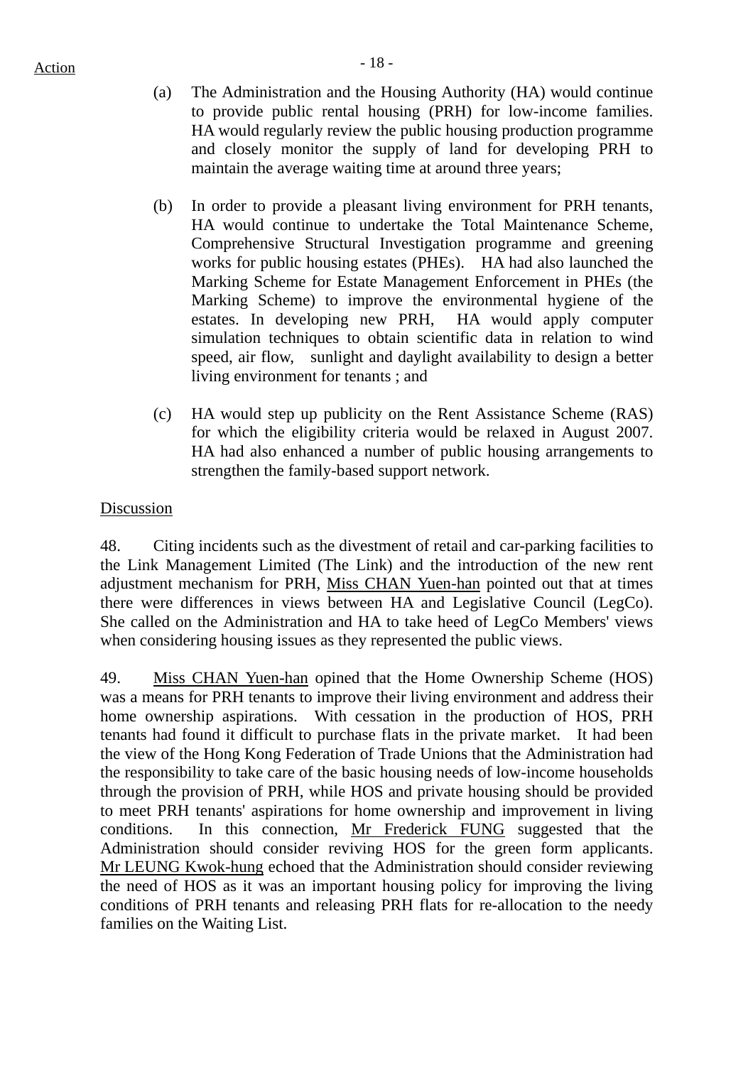(a) The Administration and the Housing Authority (HA) would continue to provide public rental housing (PRH) for low-income families. HA would regularly review the public housing production programme and closely monitor the supply of land for developing PRH to maintain the average waiting time at around three years;

(b) In order to provide a pleasant living environment for PRH tenants, HA would continue to undertake the Total Maintenance Scheme, Comprehensive Structural Investigation programme and greening works for public housing estates (PHEs). HA had also launched the Marking Scheme for Estate Management Enforcement in PHEs (the Marking Scheme) to improve the environmental hygiene of the estates. In developing new PRH, HA would apply computer simulation techniques to obtain scientific data in relation to wind speed, air flow, sunlight and daylight availability to design a better living environment for tenants ; and

(c) HA would step up publicity on the Rent Assistance Scheme (RAS) for which the eligibility criteria would be relaxed in August 2007. HA had also enhanced a number of public housing arrangements to strengthen the family-based support network.

Discussion

48. Citing incidents such as the divestment of retail and car-parking facilities to the Link Management Limited (The Link) and the introduction of the new rent adjustment mechanism for PRH, Miss CHAN Yuen-han pointed out that at times there were differences in views between HA and Legislative Council (LegCo). She called on the Administration and HA to take heed of LegCo Members' views when considering housing issues as they represented the public views.

49. Miss CHAN Yuen-han opined that the Home Ownership Scheme (HOS) was a means for PRH tenants to improve their living environment and address their home ownership aspirations. With cessation in the production of HOS, PRH tenants had found it difficult to purchase flats in the private market. It had been the view of the Hong Kong Federation of Trade Unions that the Administration had the responsibility to take care of the basic housing needs of low-income households through the provision of PRH, while HOS and private housing should be provided to meet PRH tenants' aspirations for home ownership and improvement in living conditions. In this connection, Mr Frederick FUNG suggested that the Administration should consider reviving HOS for the green form applicants. Mr LEUNG Kwok-hung echoed that the Administration should consider reviewing the need of HOS as it was an important housing policy for improving the living conditions of PRH tenants and releasing PRH flats for re-allocation to the needy families on the Waiting List.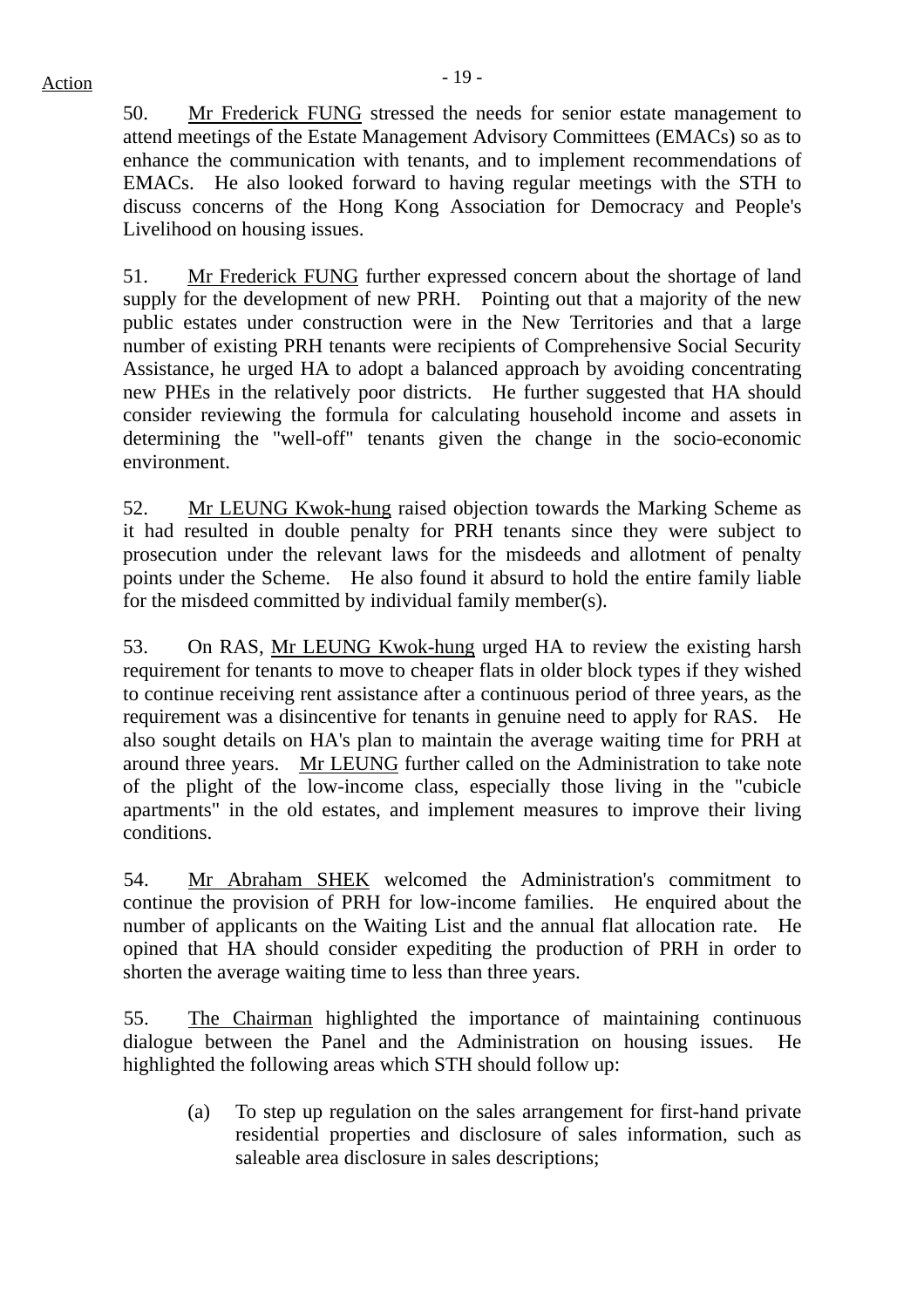Action

50. Mr Frederick FUNG stressed the needs for senior estate management to attend meetings of the Estate Management Advisory Committees (EMACs) so as to enhance the communication with tenants, and to implement recommendations of EMACs. He also looked forward to having regular meetings with the STH to discuss concerns of the Hong Kong Association for Democracy and People's Livelihood on housing issues.

51. Mr Frederick FUNG further expressed concern about the shortage of land supply for the development of new PRH. Pointing out that a majority of the new public estates under construction were in the New Territories and that a large number of existing PRH tenants were recipients of Comprehensive Social Security Assistance, he urged HA to adopt a balanced approach by avoiding concentrating new PHEs in the relatively poor districts. He further suggested that HA should consider reviewing the formula for calculating household income and assets in determining the "well-off" tenants given the change in the socio-economic environment.

52. Mr LEUNG Kwok-hung raised objection towards the Marking Scheme as it had resulted in double penalty for PRH tenants since they were subject to prosecution under the relevant laws for the misdeeds and allotment of penalty points under the Scheme. He also found it absurd to hold the entire family liable for the misdeed committed by individual family member(s).

53. On RAS, Mr LEUNG Kwok-hung urged HA to review the existing harsh requirement for tenants to move to cheaper flats in older block types if they wished to continue receiving rent assistance after a continuous period of three years, as the requirement was a disincentive for tenants in genuine need to apply for RAS. He also sought details on HA's plan to maintain the average waiting time for PRH at around three years. Mr LEUNG further called on the Administration to take note of the plight of the low-income class, especially those living in the "cubicle apartments" in the old estates, and implement measures to improve their living conditions.

54. Mr Abraham SHEK welcomed the Administration's commitment to continue the provision of PRH for low-income families. He enquired about the number of applicants on the Waiting List and the annual flat allocation rate. He opined that HA should consider expediting the production of PRH in order to shorten the average waiting time to less than three years.

55. The Chairman highlighted the importance of maintaining continuous dialogue between the Panel and the Administration on housing issues. He highlighted the following areas which STH should follow up:

(a) To step up regulation on the sales arrangement for first-hand private residential properties and disclosure of sales information, such as saleable area disclosure in sales descriptions;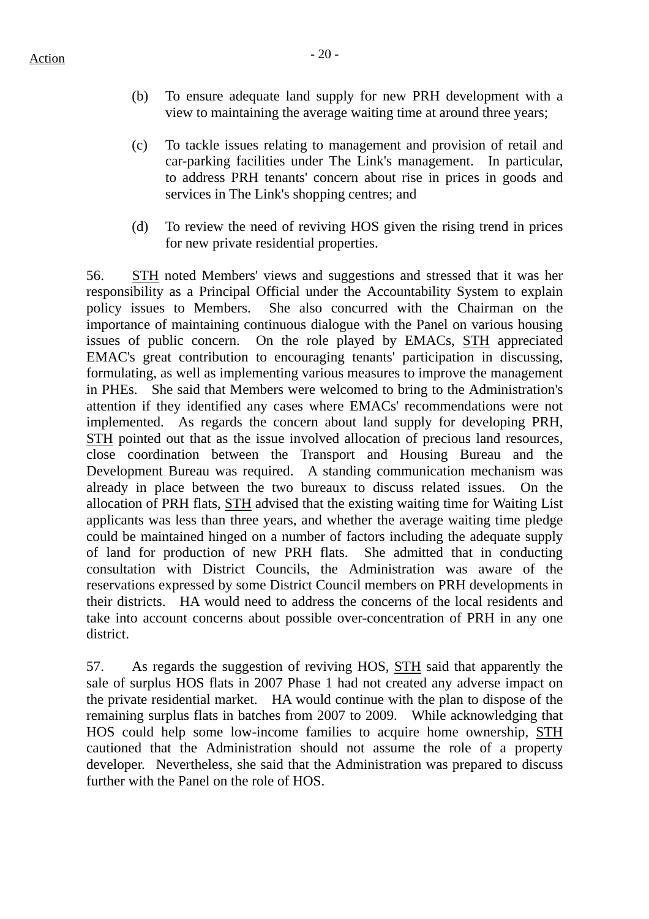(b) To ensure adequate land supply for new PRH development with a view to maintaining the average waiting time at around three years;

(c) To tackle issues relating to management and provision of retail and car-parking facilities under The Link's management. In particular, to address PRH tenants' concern about rise in prices in goods and services in The Link's shopping centres; and

(d) To review the need of reviving HOS given the rising trend in prices for new private residential properties.

56. STH noted Members' views and suggestions and stressed that it was her responsibility as a Principal Official under the Accountability System to explain policy issues to Members. She also concurred with the Chairman on the importance of maintaining continuous dialogue with the Panel on various housing issues of public concern. On the role played by EMACs, STH appreciated EMAC's great contribution to encouraging tenants' participation in discussing, formulating, as well as implementing various measures to improve the management in PHEs. She said that Members were welcomed to bring to the Administration's attention if they identified any cases where EMACs' recommendations were not implemented. As regards the concern about land supply for developing PRH, STH pointed out that as the issue involved allocation of precious land resources, close coordination between the Transport and Housing Bureau and the Development Bureau was required. A standing communication mechanism was already in place between the two bureaux to discuss related issues. On the allocation of PRH flats, STH advised that the existing waiting time for Waiting List applicants was less than three years, and whether the average waiting time pledge could be maintained hinged on a number of factors including the adequate supply of land for production of new PRH flats. She admitted that in conducting consultation with District Councils, the Administration was aware of the reservations expressed by some District Council members on PRH developments in their districts. HA would need to address the concerns of the local residents and take into account concerns about possible over-concentration of PRH in any one district.

57. As regards the suggestion of reviving HOS, STH said that apparently the sale of surplus HOS flats in 2007 Phase 1 had not created any adverse impact on the private residential market. HA would continue with the plan to dispose of the remaining surplus flats in batches from 2007 to 2009. While acknowledging that HOS could help some low-income families to acquire home ownership, STH cautioned that the Administration should not assume the role of a property developer. Nevertheless, she said that the Administration was prepared to discuss further with the Panel on the role of HOS.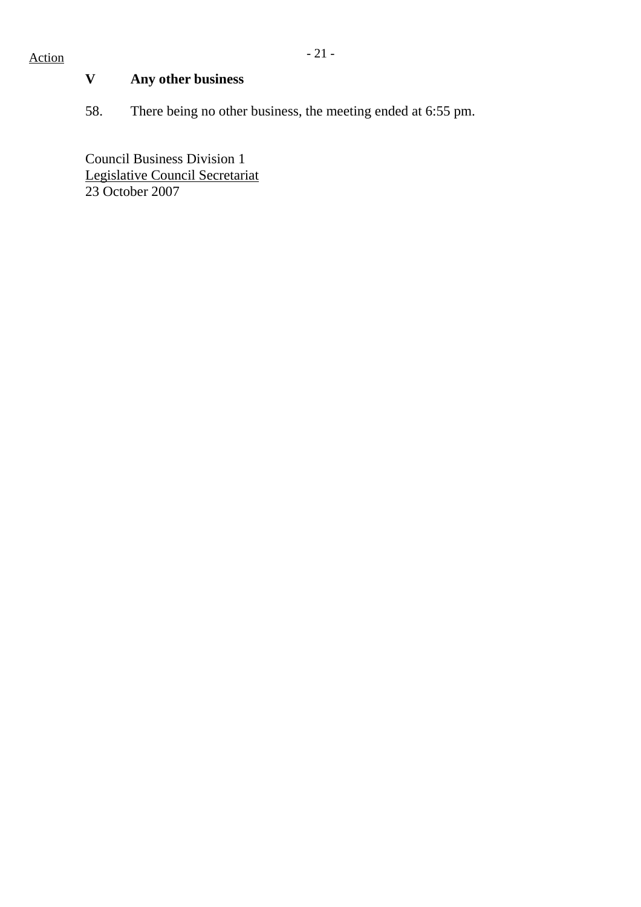Action

## V Any other business

58. There being no other business, the meeting ended at 6:55 pm.

Council Business Division 1
Legislative Council Secretariat
23 October 2007